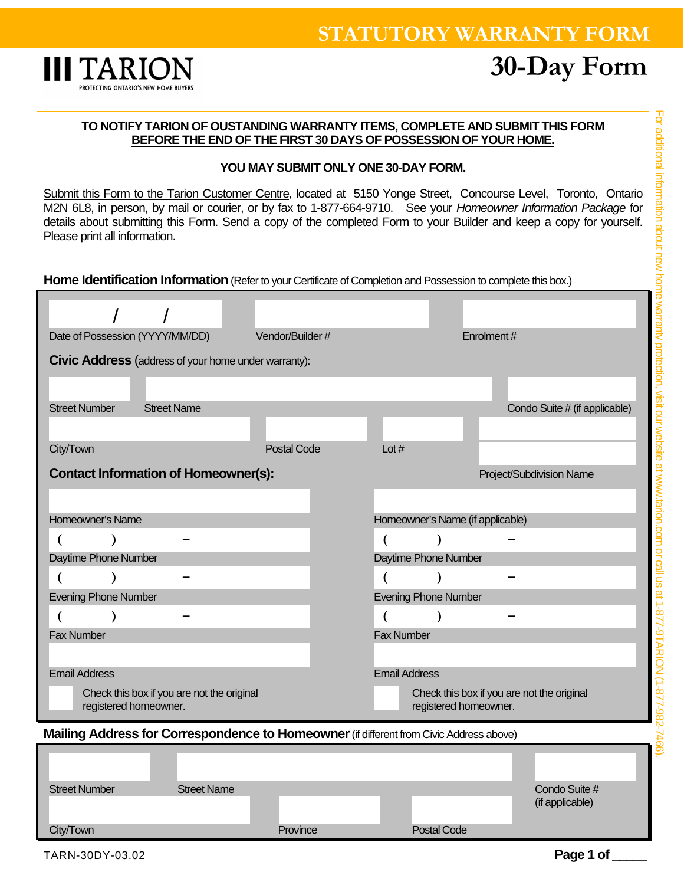# STATUTORY WARRANTY FORM

**III TARION**
PROTECTING ONTARIO'S NEW HOME BUYERS

# 30-Day Form

**TO NOTIFY TARION OF OUSTANDING WARRANTY ITEMS, COMPLETE AND SUBMIT THIS FORM**
**BEFORE THE END OF THE FIRST 30 DAYS OF POSSESSION OF YOUR HOME.**

**YOU MAY SUBMIT ONLY ONE 30-DAY FORM.**

Submit this Form to the Tarion Customer Centre, located at 5150 Yonge Street, Concourse Level, Toronto, Ontario M2N 6L8, in person, by mail or courier, or by fax to 1-877-664-9710. See your *Homeowner Information Package* for details about submitting this Form. Send a copy of the completed Form to your Builder and keep a copy for yourself. Please print all information.

## Home Identification Information (Refer to your Certificate of Completion and Possession to complete this box.)

| Date of Possession (YYYY/MM/DD) | Vendor/Builder # | Enrolment # |
|---|---|---|
| / / | | |

**Civic Address** (address of your home under warranty):

| Street Number | Street Name | Condo Suite # (if applicable) |
|---|---|---|
| | | |

| City/Town | Postal Code | Lot # | Project/Subdivision Name |
|---|---|---|---|
| | | | |

**Contact Information of Homeowner(s):**

| Homeowner's Name | Homeowner's Name (if applicable) |
|---|---|
| | |
| Daytime Phone Number: ( ) – | Daytime Phone Number: ( ) – |
| Evening Phone Number: ( ) – | Evening Phone Number: ( ) – |
| Fax Number: ( ) – | Fax Number: ( ) – |
| Email Address: | Email Address: |
| ☐ Check this box if you are not the original registered homeowner. | ☐ Check this box if you are not the original registered homeowner. |

## Mailing Address for Correspondence to Homeowner (if different from Civic Address above)

| Street Number | Street Name | Condo Suite # (if applicable) |
|---|---|---|
| | | |

| City/Town | Province | Postal Code |
|---|---|---|
| | | |

For additional information about new home warranty protection, visit our website at www.tarion.com or call us at 1-877-9TARION (1-877-982-7466).

TARN-30DY-03.02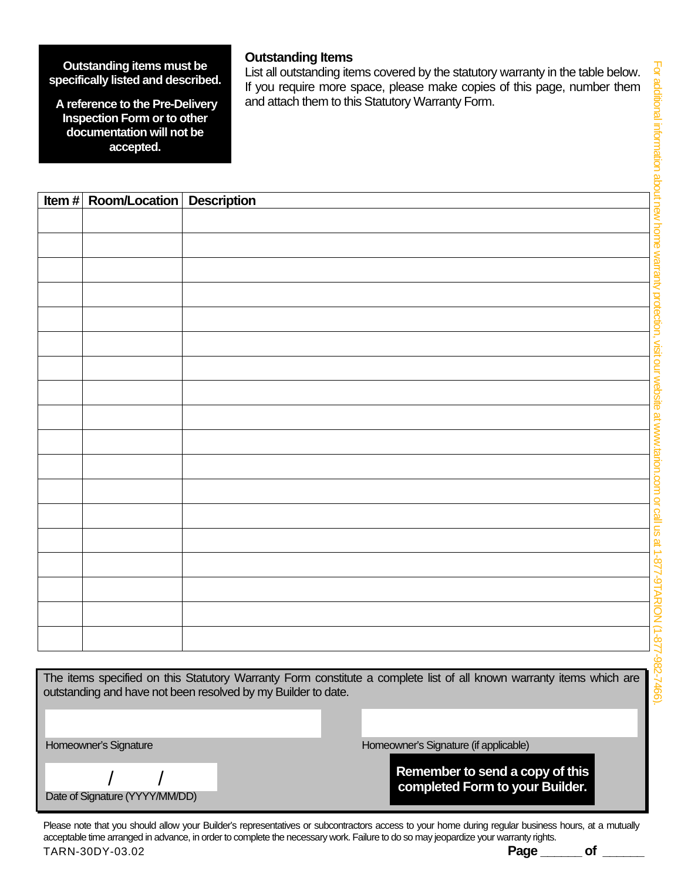**Outstanding items must be specifically listed and described.**

**A reference to the Pre-Delivery Inspection Form or to other documentation will not be accepted.**

## Outstanding Items

List all outstanding items covered by the statutory warranty in the table below. If you require more space, please make copies of this page, number them and attach them to this Statutory Warranty Form.

For additional information about new home warranty protection, visit our website at www.tarion.com or call us at 1-877-9TARION (1-877-982-7466).

| Item # | Room/Location | Description |
|---|---|---|
| | | |
| | | |
| | | |
| | | |
| | | |
| | | |
| | | |
| | | |
| | | |
| | | |
| | | |
| | | |
| | | |
| | | |
| | | |
| | | |
| | | |
| | | |

The items specified on this Statutory Warranty Form constitute a complete list of all known warranty items which are outstanding and have not been resolved by my Builder to date.

Homeowner's Signature

Homeowner's Signature (if applicable)

/ /

Date of Signature (YYYY/MM/DD)

**Remember to send a copy of this completed Form to your Builder.**

Please note that you should allow your Builder's representatives or subcontractors access to your home during regular business hours, at a mutually acceptable time arranged in advance, in order to complete the necessary work. Failure to do so may jeopardize your warranty rights.

TARN-30DY-03.02

**Page _____ of _____**